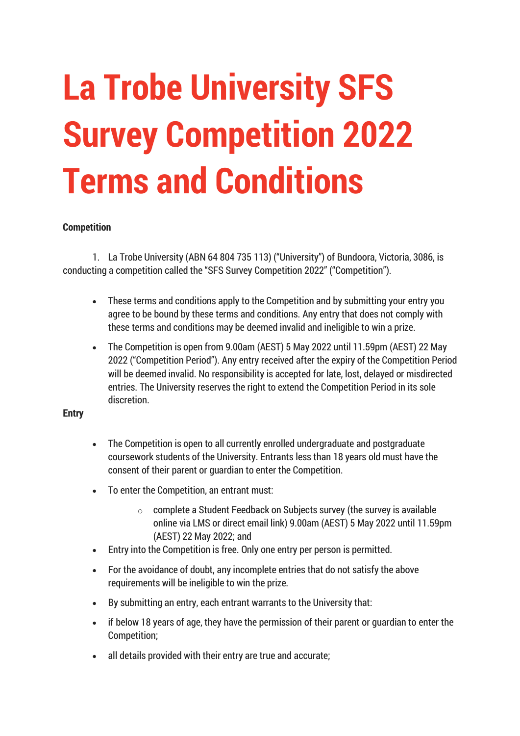# La Trobe University SFS Survey Competition 2022 Terms and Conditions

**Competition**

1. La Trobe University (ABN 64 804 735 113) ("University") of Bundoora, Victoria, 3086, is conducting a competition called the "SFS Survey Competition 2022" ("Competition").

- These terms and conditions apply to the Competition and by submitting your entry you agree to be bound by these terms and conditions. Any entry that does not comply with these terms and conditions may be deemed invalid and ineligible to win a prize.
- The Competition is open from 9.00am (AEST) 5 May 2022 until 11.59pm (AEST) 22 May 2022 ("Competition Period"). Any entry received after the expiry of the Competition Period will be deemed invalid. No responsibility is accepted for late, lost, delayed or misdirected entries. The University reserves the right to extend the Competition Period in its sole discretion.

**Entry**

- The Competition is open to all currently enrolled undergraduate and postgraduate coursework students of the University. Entrants less than 18 years old must have the consent of their parent or guardian to enter the Competition.
- To enter the Competition, an entrant must:
    - complete a Student Feedback on Subjects survey (the survey is available online via LMS or direct email link) 9.00am (AEST) 5 May 2022 until 11.59pm (AEST) 22 May 2022; and
- Entry into the Competition is free. Only one entry per person is permitted.
- For the avoidance of doubt, any incomplete entries that do not satisfy the above requirements will be ineligible to win the prize.
- By submitting an entry, each entrant warrants to the University that:
- if below 18 years of age, they have the permission of their parent or guardian to enter the Competition;
- all details provided with their entry are true and accurate;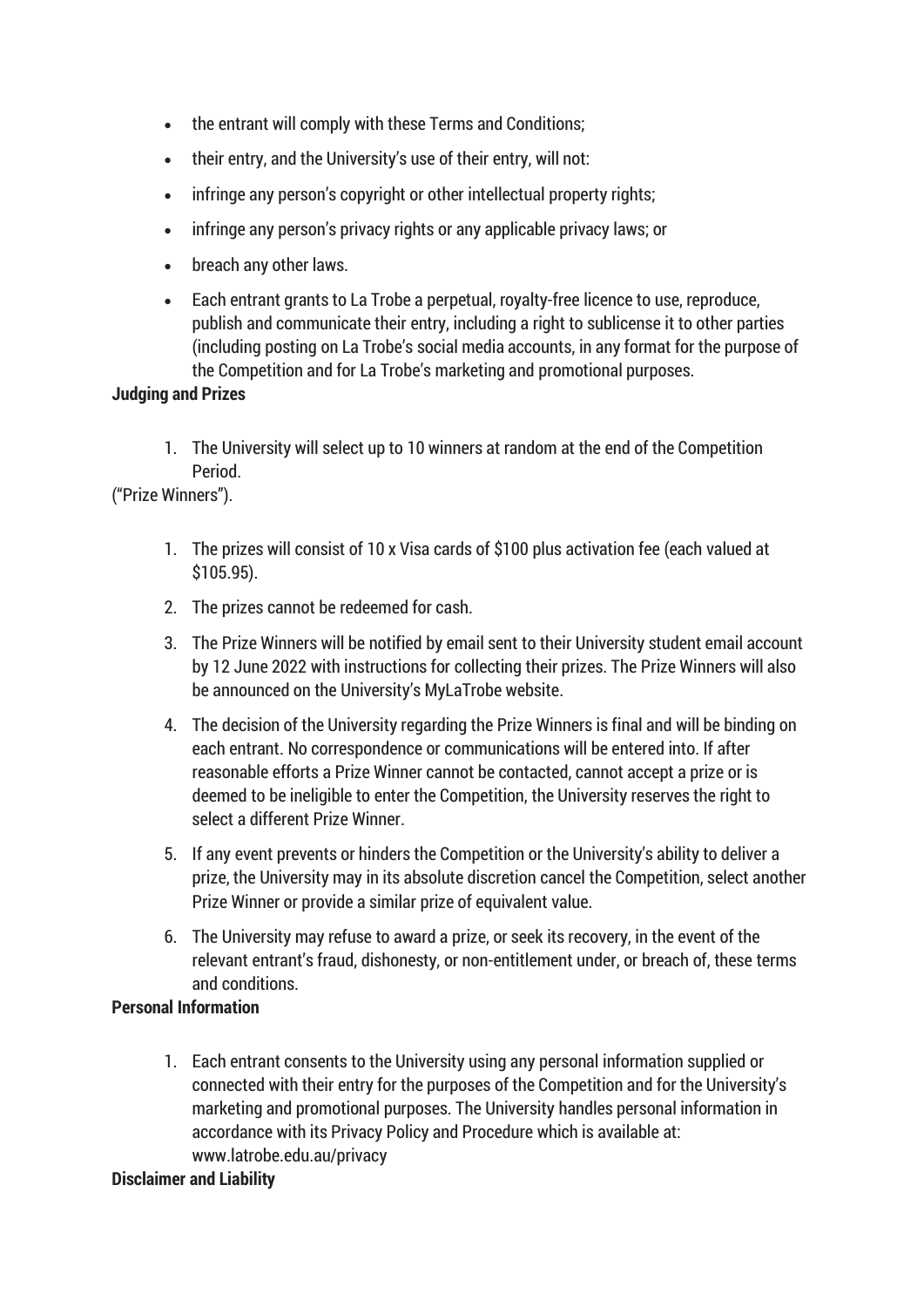- the entrant will comply with these Terms and Conditions;
- their entry, and the University's use of their entry, will not:
- infringe any person's copyright or other intellectual property rights;
- infringe any person's privacy rights or any applicable privacy laws; or
- breach any other laws.
- Each entrant grants to La Trobe a perpetual, royalty-free licence to use, reproduce, publish and communicate their entry, including a right to sublicense it to other parties (including posting on La Trobe's social media accounts, in any format for the purpose of the Competition and for La Trobe's marketing and promotional purposes.

**Judging and Prizes**

1. The University will select up to 10 winners at random at the end of the Competition Period.

("Prize Winners").

1. The prizes will consist of 10 x Visa cards of $100 plus activation fee (each valued at $105.95).
2. The prizes cannot be redeemed for cash.
3. The Prize Winners will be notified by email sent to their University student email account by 12 June 2022 with instructions for collecting their prizes. The Prize Winners will also be announced on the University's MyLaTrobe website.
4. The decision of the University regarding the Prize Winners is final and will be binding on each entrant. No correspondence or communications will be entered into. If after reasonable efforts a Prize Winner cannot be contacted, cannot accept a prize or is deemed to be ineligible to enter the Competition, the University reserves the right to select a different Prize Winner.
5. If any event prevents or hinders the Competition or the University's ability to deliver a prize, the University may in its absolute discretion cancel the Competition, select another Prize Winner or provide a similar prize of equivalent value.
6. The University may refuse to award a prize, or seek its recovery, in the event of the relevant entrant's fraud, dishonesty, or non-entitlement under, or breach of, these terms and conditions.

**Personal Information**

1. Each entrant consents to the University using any personal information supplied or connected with their entry for the purposes of the Competition and for the University's marketing and promotional purposes. The University handles personal information in accordance with its Privacy Policy and Procedure which is available at: www.latrobe.edu.au/privacy

**Disclaimer and Liability**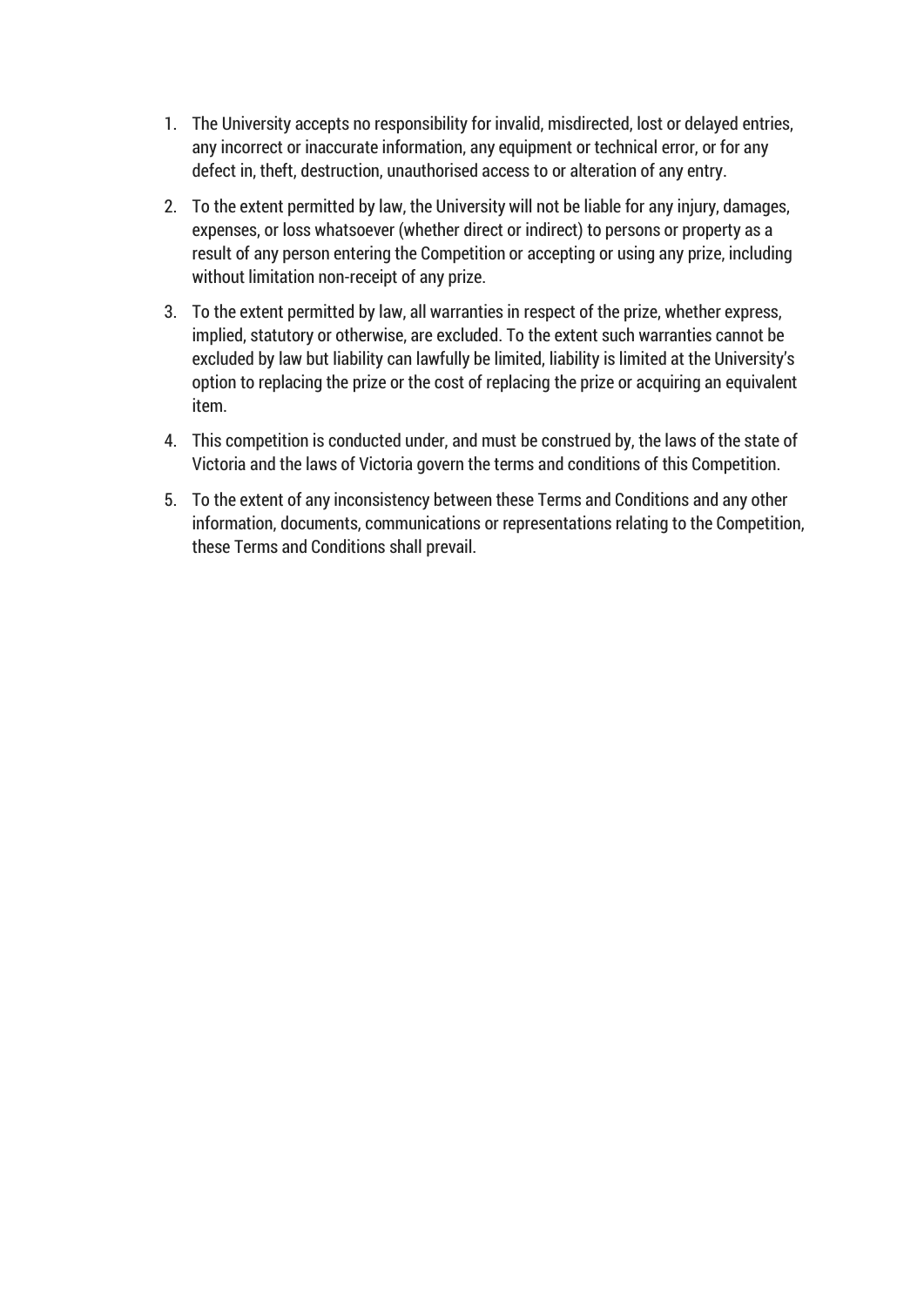1. The University accepts no responsibility for invalid, misdirected, lost or delayed entries, any incorrect or inaccurate information, any equipment or technical error, or for any defect in, theft, destruction, unauthorised access to or alteration of any entry.
2. To the extent permitted by law, the University will not be liable for any injury, damages, expenses, or loss whatsoever (whether direct or indirect) to persons or property as a result of any person entering the Competition or accepting or using any prize, including without limitation non-receipt of any prize.
3. To the extent permitted by law, all warranties in respect of the prize, whether express, implied, statutory or otherwise, are excluded. To the extent such warranties cannot be excluded by law but liability can lawfully be limited, liability is limited at the University's option to replacing the prize or the cost of replacing the prize or acquiring an equivalent item.
4. This competition is conducted under, and must be construed by, the laws of the state of Victoria and the laws of Victoria govern the terms and conditions of this Competition.
5. To the extent of any inconsistency between these Terms and Conditions and any other information, documents, communications or representations relating to the Competition, these Terms and Conditions shall prevail.